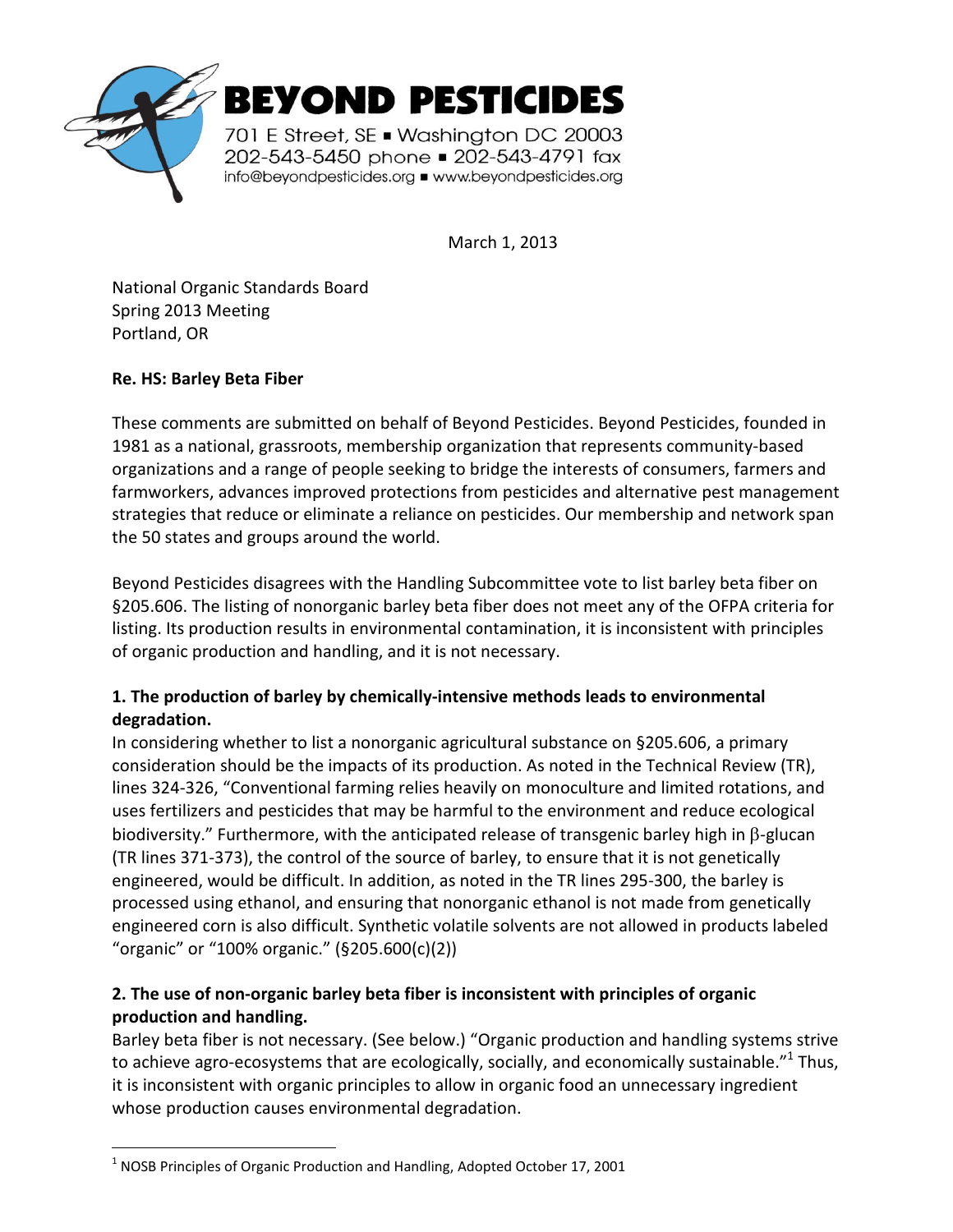# BEYOND PESTICIDES

701 E Street, SE ▪ Washington DC 20003
202-543-5450 phone ▪ 202-543-4791 fax
info@beyondpesticides.org ▪ www.beyondpesticides.org

March 1, 2013

National Organic Standards Board
Spring 2013 Meeting
Portland, OR

**Re. HS: Barley Beta Fiber**

These comments are submitted on behalf of Beyond Pesticides. Beyond Pesticides, founded in 1981 as a national, grassroots, membership organization that represents community-based organizations and a range of people seeking to bridge the interests of consumers, farmers and farmworkers, advances improved protections from pesticides and alternative pest management strategies that reduce or eliminate a reliance on pesticides. Our membership and network span the 50 states and groups around the world.

Beyond Pesticides disagrees with the Handling Subcommittee vote to list barley beta fiber on §205.606. The listing of nonorganic barley beta fiber does not meet any of the OFPA criteria for listing. Its production results in environmental contamination, it is inconsistent with principles of organic production and handling, and it is not necessary.

**1. The production of barley by chemically-intensive methods leads to environmental degradation.**

In considering whether to list a nonorganic agricultural substance on §205.606, a primary consideration should be the impacts of its production. As noted in the Technical Review (TR), lines 324-326, "Conventional farming relies heavily on monoculture and limited rotations, and uses fertilizers and pesticides that may be harmful to the environment and reduce ecological biodiversity." Furthermore, with the anticipated release of transgenic barley high in $\beta$-glucan (TR lines 371-373), the control of the source of barley, to ensure that it is not genetically engineered, would be difficult. In addition, as noted in the TR lines 295-300, the barley is processed using ethanol, and ensuring that nonorganic ethanol is not made from genetically engineered corn is also difficult. Synthetic volatile solvents are not allowed in products labeled "organic" or "100% organic." (§205.600(c)(2))

**2. The use of non-organic barley beta fiber is inconsistent with principles of organic production and handling.**

Barley beta fiber is not necessary. (See below.) "Organic production and handling systems strive to achieve agro-ecosystems that are ecologically, socially, and economically sustainable."[1] Thus, it is inconsistent with organic principles to allow in organic food an unnecessary ingredient whose production causes environmental degradation.

[1] NOSB Principles of Organic Production and Handling, Adopted October 17, 2001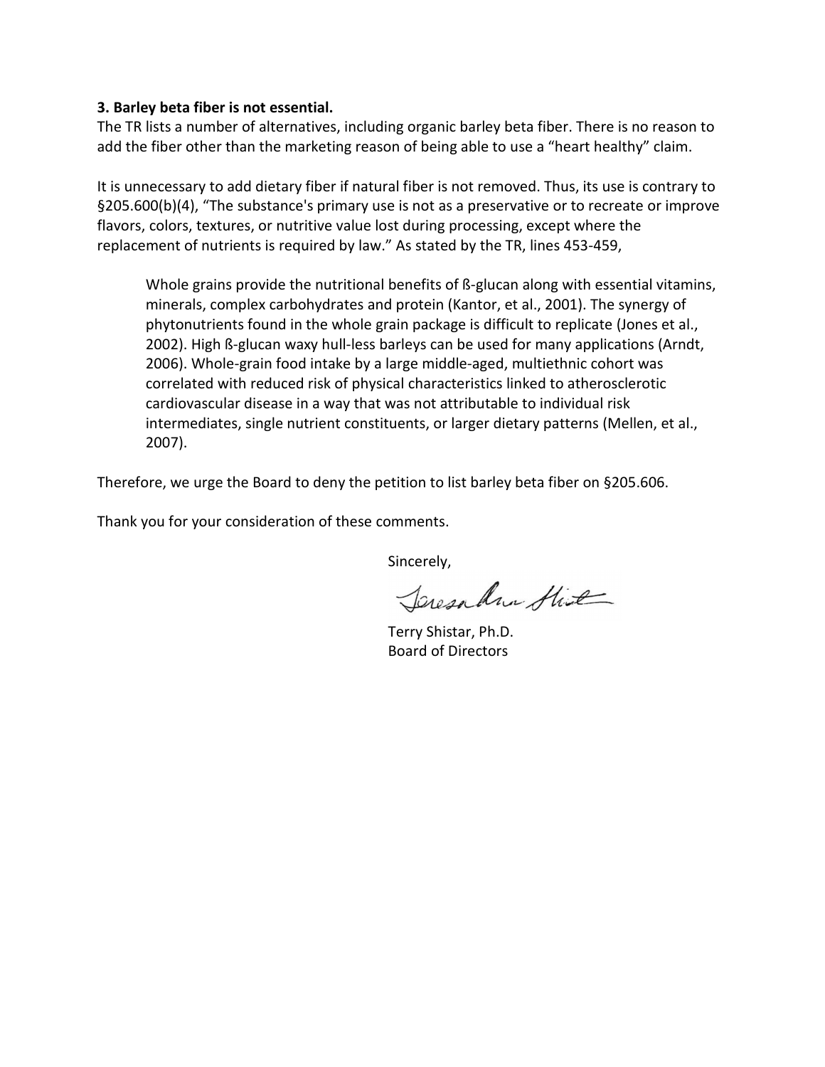**3. Barley beta fiber is not essential.**

The TR lists a number of alternatives, including organic barley beta fiber. There is no reason to add the fiber other than the marketing reason of being able to use a "heart healthy" claim.

It is unnecessary to add dietary fiber if natural fiber is not removed. Thus, its use is contrary to §205.600(b)(4), "The substance's primary use is not as a preservative or to recreate or improve flavors, colors, textures, or nutritive value lost during processing, except where the replacement of nutrients is required by law." As stated by the TR, lines 453-459,

> Whole grains provide the nutritional benefits of ß-glucan along with essential vitamins, minerals, complex carbohydrates and protein (Kantor, et al., 2001). The synergy of phytonutrients found in the whole grain package is difficult to replicate (Jones et al., 2002). High ß-glucan waxy hull-less barleys can be used for many applications (Arndt, 2006). Whole-grain food intake by a large middle-aged, multiethnic cohort was correlated with reduced risk of physical characteristics linked to atherosclerotic cardiovascular disease in a way that was not attributable to individual risk intermediates, single nutrient constituents, or larger dietary patterns (Mellen, et al., 2007).

Therefore, we urge the Board to deny the petition to list barley beta fiber on §205.606.

Thank you for your consideration of these comments.

Sincerely,

Terry Shistar, Ph.D.
Board of Directors